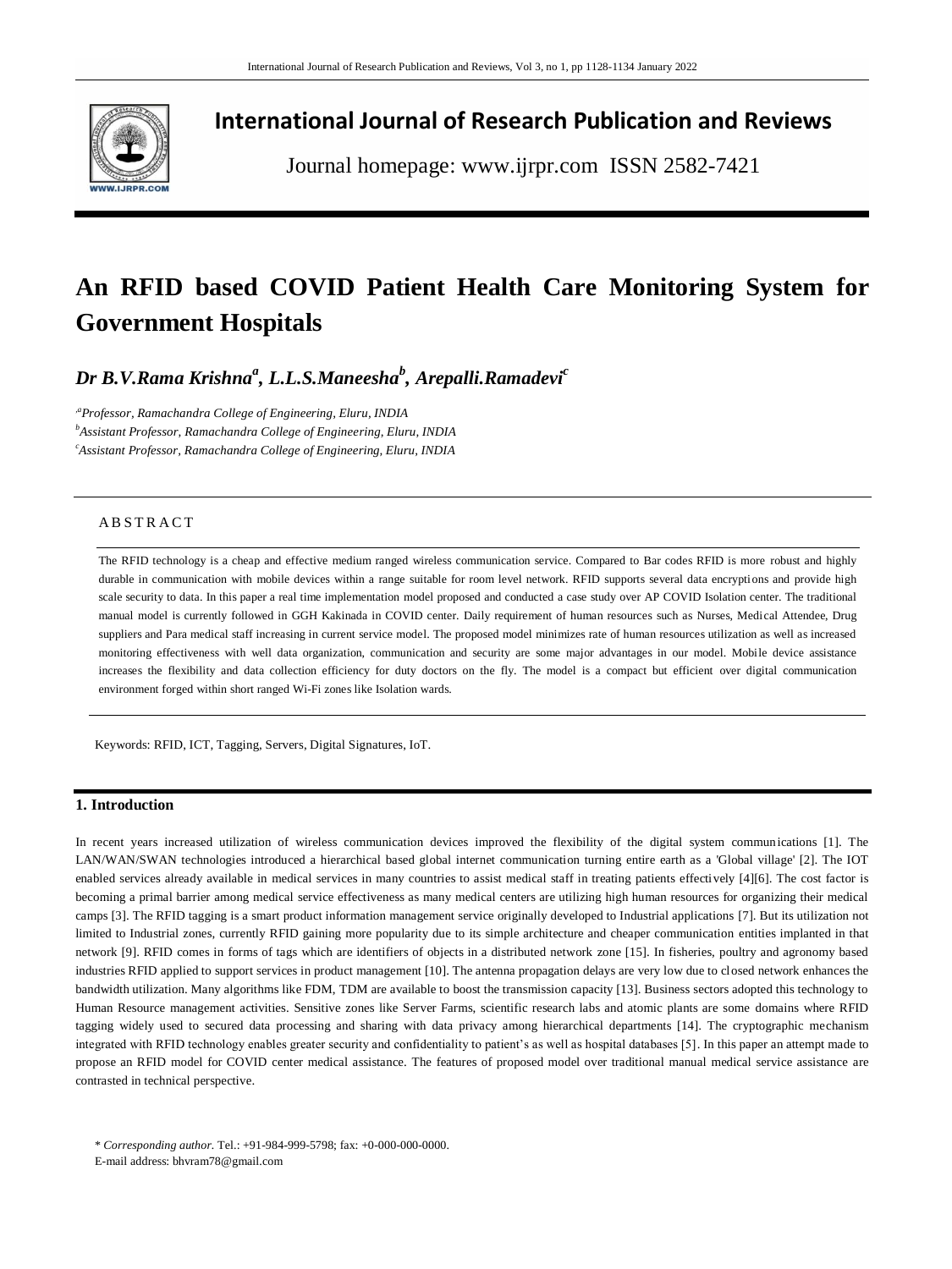# International Journal of Research Publication and Reviews

Journal homepage: www.ijrpr.com ISSN 2582-7421

# An RFID based COVID Patient Health Care Monitoring System for Government Hospitals

***Dr B.V.Rama Krishna[a], L.L.S.Maneesha[b], Arepalli.Ramadevi[c]***

*[a]Professor, Ramachandra College of Engineering, Eluru, INDIA*
*[b]Assistant Professor, Ramachandra College of Engineering, Eluru, INDIA*
*[c]Assistant Professor, Ramachandra College of Engineering, Eluru, INDIA*

## ABSTRACT

The RFID technology is a cheap and effective medium ranged wireless communication service. Compared to Bar codes RFID is more robust and highly durable in communication with mobile devices within a range suitable for room level network. RFID supports several data encryptions and provide high scale security to data. In this paper a real time implementation model proposed and conducted a case study over AP COVID Isolation center. The traditional manual model is currently followed in GGH Kakinada in COVID center. Daily requirement of human resources such as Nurses, Medical Attendee, Drug suppliers and Para medical staff increasing in current service model. The proposed model minimizes rate of human resources utilization as well as increased monitoring effectiveness with well data organization, communication and security are some major advantages in our model. Mobile device assistance increases the flexibility and data collection efficiency for duty doctors on the fly. The model is a compact but efficient over digital communication environment forged within short ranged Wi-Fi zones like Isolation wards.

Keywords: RFID, ICT, Tagging, Servers, Digital Signatures, IoT.

## 1. Introduction

In recent years increased utilization of wireless communication devices improved the flexibility of the digital system communications [1]. The LAN/WAN/SWAN technologies introduced a hierarchical based global internet communication turning entire earth as a 'Global village' [2]. The IOT enabled services already available in medical services in many countries to assist medical staff in treating patients effectively [4][6]. The cost factor is becoming a primal barrier among medical service effectiveness as many medical centers are utilizing high human resources for organizing their medical camps [3]. The RFID tagging is a smart product information management service originally developed to Industrial applications [7]. But its utilization not limited to Industrial zones, currently RFID gaining more popularity due to its simple architecture and cheaper communication entities implanted in that network [9]. RFID comes in forms of tags which are identifiers of objects in a distributed network zone [15]. In fisheries, poultry and agronomy based industries RFID applied to support services in product management [10]. The antenna propagation delays are very low due to closed network enhances the bandwidth utilization. Many algorithms like FDM, TDM are available to boost the transmission capacity [13]. Business sectors adopted this technology to Human Resource management activities. Sensitive zones like Server Farms, scientific research labs and atomic plants are some domains where RFID tagging widely used to secured data processing and sharing with data privacy among hierarchical departments [14]. The cryptographic mechanism integrated with RFID technology enables greater security and confidentiality to patient's as well as hospital databases [5]. In this paper an attempt made to propose an RFID model for COVID center medical assistance. The features of proposed model over traditional manual medical service assistance are contrasted in technical perspective.

\* *Corresponding author.* Tel.: +91-984-999-5798; fax: +0-000-000-0000.
E-mail address: bhvram78@gmail.com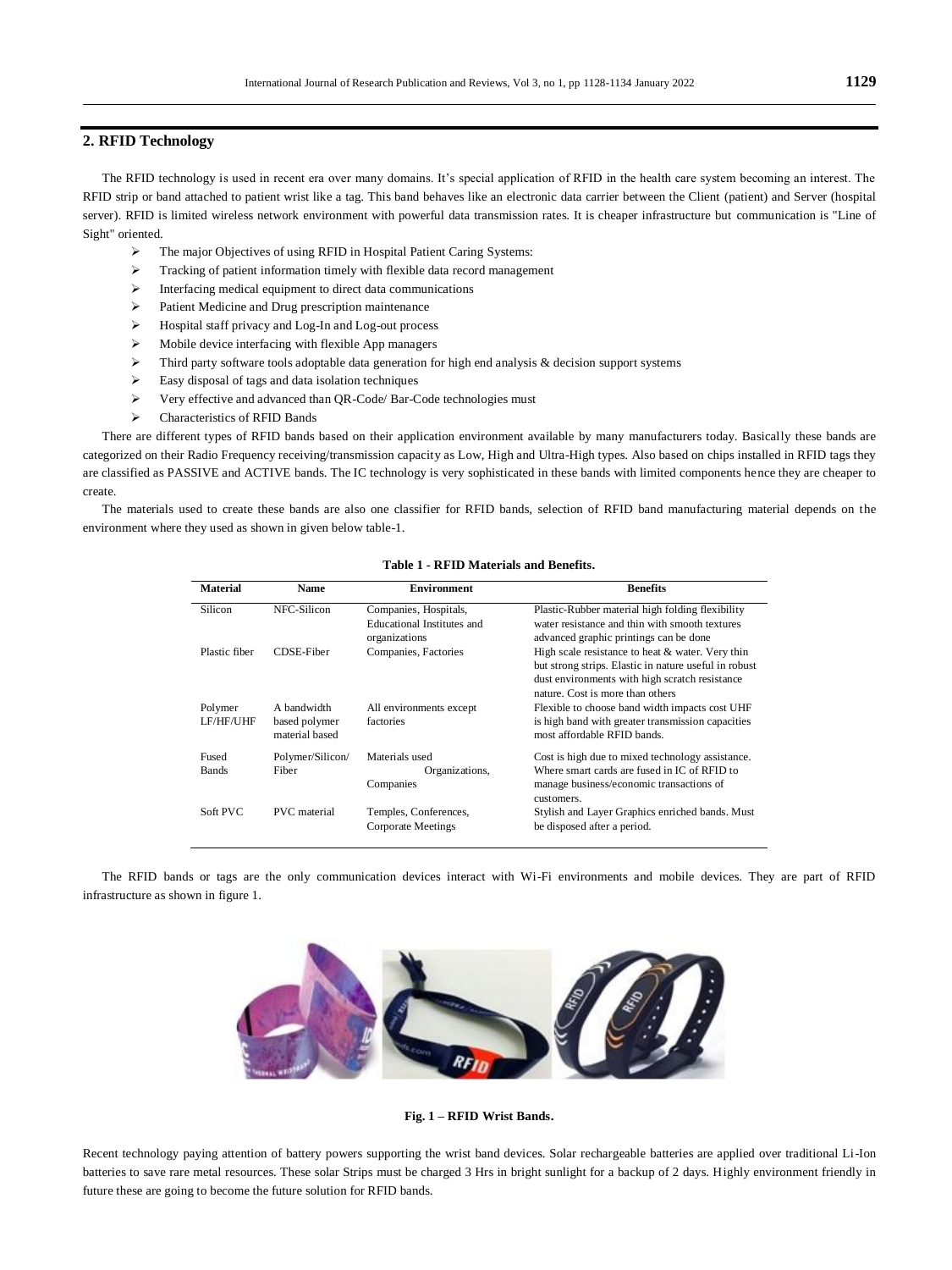## 2. RFID Technology

The RFID technology is used in recent era over many domains. It's special application of RFID in the health care system becoming an interest. The RFID strip or band attached to patient wrist like a tag. This band behaves like an electronic data carrier between the Client (patient) and Server (hospital server). RFID is limited wireless network environment with powerful data transmission rates. It is cheaper infrastructure but communication is "Line of Sight" oriented.

- The major Objectives of using RFID in Hospital Patient Caring Systems:
- Tracking of patient information timely with flexible data record management
- Interfacing medical equipment to direct data communications
- Patient Medicine and Drug prescription maintenance
- Hospital staff privacy and Log-In and Log-out process
- Mobile device interfacing with flexible App managers
- Third party software tools adoptable data generation for high end analysis & decision support systems
- Easy disposal of tags and data isolation techniques
- Very effective and advanced than QR-Code/ Bar-Code technologies must
- Characteristics of RFID Bands

There are different types of RFID bands based on their application environment available by many manufacturers today. Basically these bands are categorized on their Radio Frequency receiving/transmission capacity as Low, High and Ultra-High types. Also based on chips installed in RFID tags they are classified as PASSIVE and ACTIVE bands. The IC technology is very sophisticated in these bands with limited components hence they are cheaper to create.

The materials used to create these bands are also one classifier for RFID bands, selection of RFID band manufacturing material depends on the environment where they used as shown in given below table-1.

**Table 1 - RFID Materials and Benefits.**

| Material | Name | Environment | Benefits |
|---|---|---|---|
| Silicon | NFC-Silicon | Companies, Hospitals, Educational Institutes and organizations | Plastic-Rubber material high folding flexibility water resistance and thin with smooth textures advanced graphic printings can be done |
| Plastic fiber | CDSE-Fiber | Companies, Factories | High scale resistance to heat & water. Very thin but strong strips. Elastic in nature useful in robust dust environments with high scratch resistance nature. Cost is more than others |
| Polymer LF/HF/UHF | A bandwidth based polymer material based | All environments except factories | Flexible to choose band width impacts cost UHF is high band with greater transmission capacities most affordable RFID bands. |
| Fused Bands | Polymer/Silicon/ Fiber | Materials used Organizations, Companies | Cost is high due to mixed technology assistance. Where smart cards are fused in IC of RFID to manage business/economic transactions of customers. |
| Soft PVC | PVC material | Temples, Conferences, Corporate Meetings | Stylish and Layer Graphics enriched bands. Must be disposed after a period. |

The RFID bands or tags are the only communication devices interact with Wi-Fi environments and mobile devices. They are part of RFID infrastructure as shown in figure 1.

**Fig. 1 – RFID Wrist Bands.**

Recent technology paying attention of battery powers supporting the wrist band devices. Solar rechargeable batteries are applied over traditional Li-Ion batteries to save rare metal resources. These solar Strips must be charged 3 Hrs in bright sunlight for a backup of 2 days. Highly environment friendly in future these are going to become the future solution for RFID bands.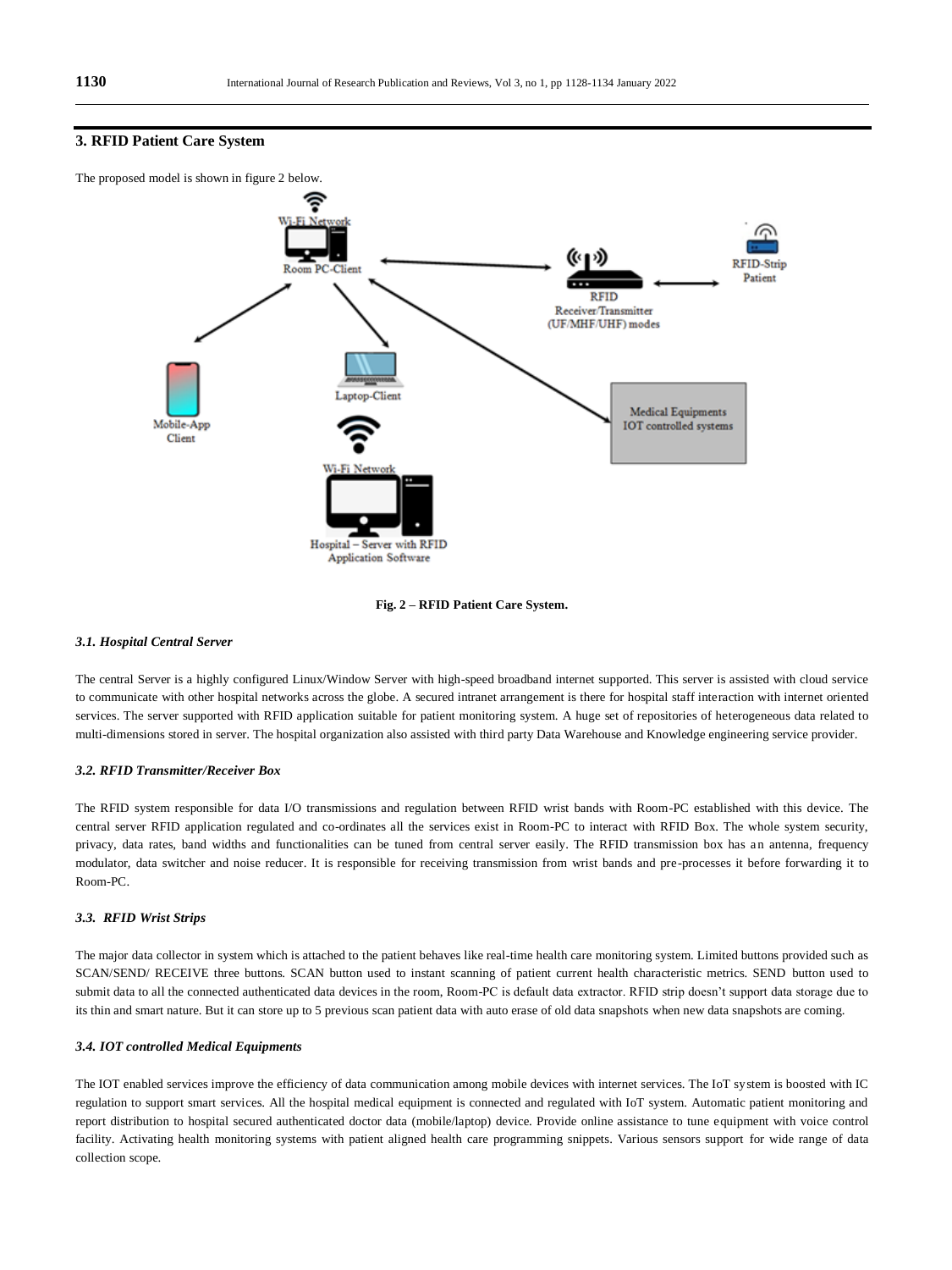## 3. RFID Patient Care System

The proposed model is shown in figure 2 below.

**Fig. 2 – RFID Patient Care System.**

### *3.1. Hospital Central Server*

The central Server is a highly configured Linux/Window Server with high-speed broadband internet supported. This server is assisted with cloud service to communicate with other hospital networks across the globe. A secured intranet arrangement is there for hospital staff interaction with internet oriented services. The server supported with RFID application suitable for patient monitoring system. A huge set of repositories of heterogeneous data related to multi-dimensions stored in server. The hospital organization also assisted with third party Data Warehouse and Knowledge engineering service provider.

### *3.2. RFID Transmitter/Receiver Box*

The RFID system responsible for data I/O transmissions and regulation between RFID wrist bands with Room-PC established with this device. The central server RFID application regulated and co-ordinates all the services exist in Room-PC to interact with RFID Box. The whole system security, privacy, data rates, band widths and functionalities can be tuned from central server easily. The RFID transmission box has an antenna, frequency modulator, data switcher and noise reducer. It is responsible for receiving transmission from wrist bands and pre-processes it before forwarding it to Room-PC.

### *3.3. RFID Wrist Strips*

The major data collector in system which is attached to the patient behaves like real-time health care monitoring system. Limited buttons provided such as SCAN/SEND/ RECEIVE three buttons. SCAN button used to instant scanning of patient current health characteristic metrics. SEND button used to submit data to all the connected authenticated data devices in the room, Room-PC is default data extractor. RFID strip doesn't support data storage due to its thin and smart nature. But it can store up to 5 previous scan patient data with auto erase of old data snapshots when new data snapshots are coming.

### *3.4. IOT controlled Medical Equipments*

The IOT enabled services improve the efficiency of data communication among mobile devices with internet services. The IoT system is boosted with IC regulation to support smart services. All the hospital medical equipment is connected and regulated with IoT system. Automatic patient monitoring and report distribution to hospital secured authenticated doctor data (mobile/laptop) device. Provide online assistance to tune equipment with voice control facility. Activating health monitoring systems with patient aligned health care programming snippets. Various sensors support for wide range of data collection scope.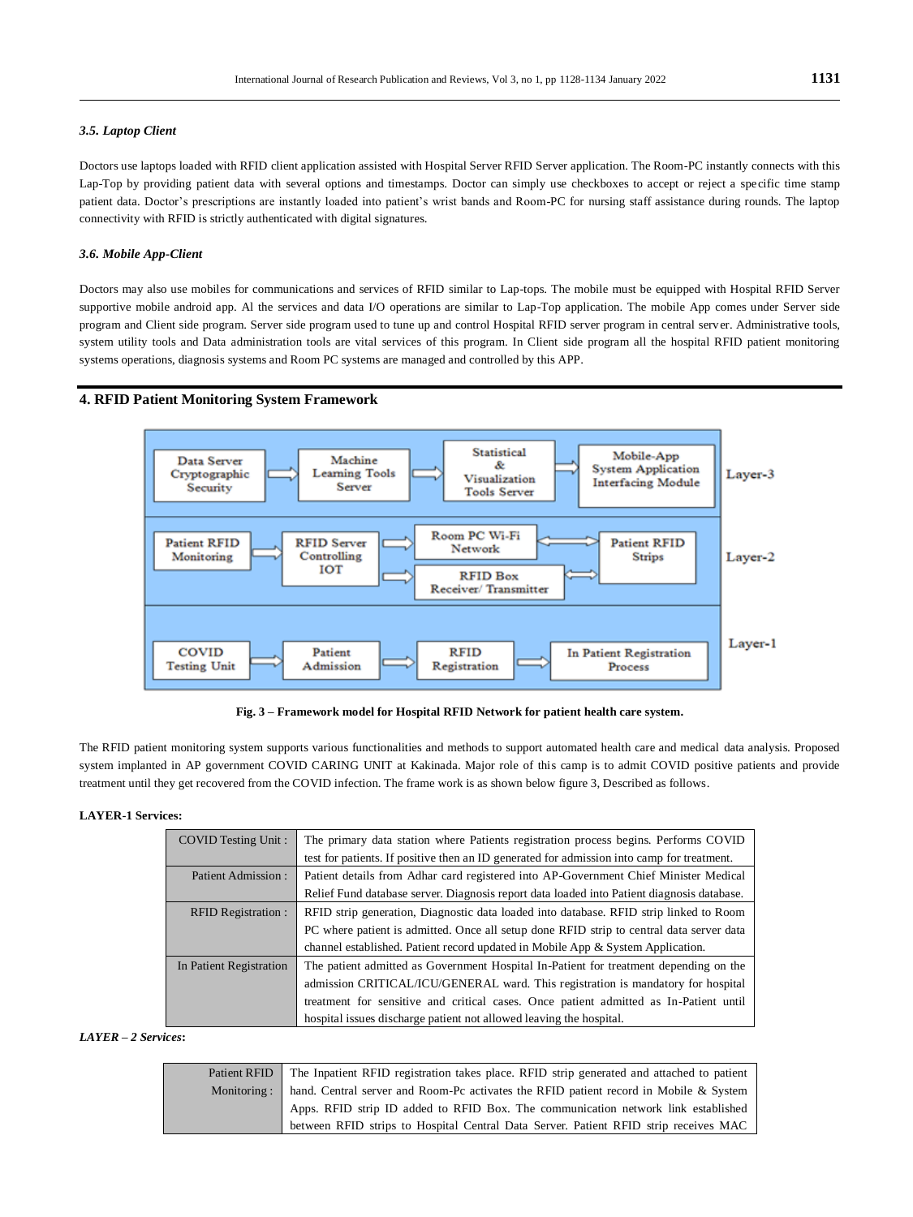### *3.5. Laptop Client*

Doctors use laptops loaded with RFID client application assisted with Hospital Server RFID Server application. The Room-PC instantly connects with this Lap-Top by providing patient data with several options and timestamps. Doctor can simply use checkboxes to accept or reject a specific time stamp patient data. Doctor's prescriptions are instantly loaded into patient's wrist bands and Room-PC for nursing staff assistance during rounds. The laptop connectivity with RFID is strictly authenticated with digital signatures.

### *3.6. Mobile App-Client*

Doctors may also use mobiles for communications and services of RFID similar to Lap-tops. The mobile must be equipped with Hospital RFID Server supportive mobile android app. Al the services and data I/O operations are similar to Lap-Top application. The mobile App comes under Server side program and Client side program. Server side program used to tune up and control Hospital RFID server program in central server. Administrative tools, system utility tools and Data administration tools are vital services of this program. In Client side program all the hospital RFID patient monitoring systems operations, diagnosis systems and Room PC systems are managed and controlled by this APP.

## 4. RFID Patient Monitoring System Framework

**Fig. 3 – Framework model for Hospital RFID Network for patient health care system.**

The RFID patient monitoring system supports various functionalities and methods to support automated health care and medical data analysis. Proposed system implanted in AP government COVID CARING UNIT at Kakinada. Major role of this camp is to admit COVID positive patients and provide treatment until they get recovered from the COVID infection. The frame work is as shown below figure 3, Described as follows.

**LAYER-1 Services:**

| | |
|---|---|
| COVID Testing Unit : | The primary data station where Patients registration process begins. Performs COVID test for patients. If positive then an ID generated for admission into camp for treatment. |
| Patient Admission : | Patient details from Adhar card registered into AP-Government Chief Minister Medical Relief Fund database server. Diagnosis report data loaded into Patient diagnosis database. |
| RFID Registration : | RFID strip generation, Diagnostic data loaded into database. RFID strip linked to Room PC where patient is admitted. Once all setup done RFID strip to central data server data channel established. Patient record updated in Mobile App & System Application. |
| In Patient Registration | The patient admitted as Government Hospital In-Patient for treatment depending on the admission CRITICAL/ICU/GENERAL ward. This registration is mandatory for hospital treatment for sensitive and critical cases. Once patient admitted as In-Patient until hospital issues discharge patient not allowed leaving the hospital. |

***LAYER – 2 Services*:**

| | |
|---|---|
| Patient RFID Monitoring : | The Inpatient RFID registration takes place. RFID strip generated and attached to patient hand. Central server and Room-Pc activates the RFID patient record in Mobile & System Apps. RFID strip ID added to RFID Box. The communication network link established between RFID strips to Hospital Central Data Server. Patient RFID strip receives MAC |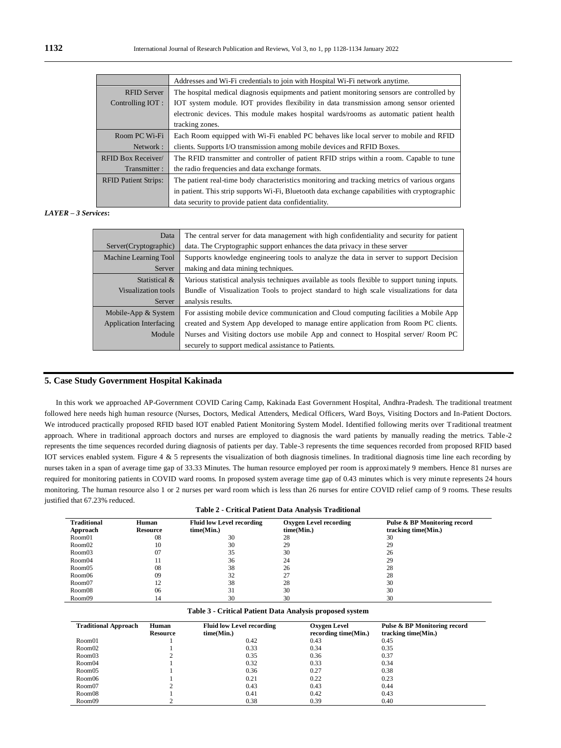| | |
|---|---|
| | Addresses and Wi-Fi credentials to join with Hospital Wi-Fi network anytime. |
| RFID Server Controlling IOT : | The hospital medical diagnosis equipments and patient monitoring sensors are controlled by IOT system module. IOT provides flexibility in data transmission among sensor oriented electronic devices. This module makes hospital wards/rooms as automatic patient health tracking zones. |
| Room PC Wi-Fi Network : | Each Room equipped with Wi-Fi enabled PC behaves like local server to mobile and RFID clients. Supports I/O transmission among mobile devices and RFID Boxes. |
| RFID Box Receiver/ Transmitter : | The RFID transmitter and controller of patient RFID strips within a room. Capable to tune the radio frequencies and data exchange formats. |
| RFID Patient Strips: | The patient real-time body characteristics monitoring and tracking metrics of various organs in patient. This strip supports Wi-Fi, Bluetooth data exchange capabilities with cryptographic data security to provide patient data confidentiality. |

***LAYER – 3 Services*:**

| | |
|---|---|
| Data Server(Cryptographic) | The central server for data management with high confidentiality and security for patient data. The Cryptographic support enhances the data privacy in these server |
| Machine Learning Tool Server | Supports knowledge engineering tools to analyze the data in server to support Decision making and data mining techniques. |
| Statistical & Visualization tools Server | Various statistical analysis techniques available as tools flexible to support tuning inputs. Bundle of Visualization Tools to project standard to high scale visualizations for data analysis results. |
| Mobile-App & System Application Interfacing Module | For assisting mobile device communication and Cloud computing facilities a Mobile App created and System App developed to manage entire application from Room PC clients. Nurses and Visiting doctors use mobile App and connect to Hospital server/ Room PC securely to support medical assistance to Patients. |

## 5. Case Study Government Hospital Kakinada

In this work we approached AP-Government COVID Caring Camp, Kakinada East Government Hospital, Andhra-Pradesh. The traditional treatment followed here needs high human resource (Nurses, Doctors, Medical Attenders, Medical Officers, Ward Boys, Visiting Doctors and In-Patient Doctors. We introduced practically proposed RFID based IOT enabled Patient Monitoring System Model. Identified following merits over Traditional treatment approach. Where in traditional approach doctors and nurses are employed to diagnosis the ward patients by manually reading the metrics. Table-2 represents the time sequences recorded during diagnosis of patients per day. Table-3 represents the time sequences recorded from proposed RFID based IOT services enabled system. Figure 4 & 5 represents the visualization of both diagnosis timelines. In traditional diagnosis time line each recording by nurses taken in a span of average time gap of 33.33 Minutes. The human resource employed per room is approximately 9 members. Hence 81 nurses are required for monitoring patients in COVID ward rooms. In proposed system average time gap of 0.43 minutes which is very minute represents 24 hours monitoring. The human resource also 1 or 2 nurses per ward room which is less than 26 nurses for entire COVID relief camp of 9 rooms. These results justified that 67.23% reduced.

**Table 2 - Critical Patient Data Analysis Traditional**

| Traditional Approach | Human Resource | Fluid low Level recording time(Min.) | Oxygen Level recording time(Min.) | Pulse & BP Monitoring record tracking time(Min.) |
|---|---|---|---|---|
| Room01 | 08 | 30 | 28 | 30 |
| Room02 | 10 | 30 | 29 | 29 |
| Room03 | 07 | 35 | 30 | 26 |
| Room04 | 11 | 36 | 24 | 29 |
| Room05 | 08 | 38 | 26 | 28 |
| Room06 | 09 | 32 | 27 | 28 |
| Room07 | 12 | 38 | 28 | 30 |
| Room08 | 06 | 31 | 30 | 30 |
| Room09 | 14 | 30 | 30 | 30 |

**Table 3 - Critical Patient Data Analysis proposed system**

| Traditional Approach | Human Resource | Fluid low Level recording time(Min.) | Oxygen Level recording time(Min.) | Pulse & BP Monitoring record tracking time(Min.) |
|---|---|---|---|---|
| Room01 | 1 | 0.42 | 0.43 | 0.45 |
| Room02 | 1 | 0.33 | 0.34 | 0.35 |
| Room03 | 2 | 0.35 | 0.36 | 0.37 |
| Room04 | 1 | 0.32 | 0.33 | 0.34 |
| Room05 | 1 | 0.36 | 0.27 | 0.38 |
| Room06 | 1 | 0.21 | 0.22 | 0.23 |
| Room07 | 2 | 0.43 | 0.43 | 0.44 |
| Room08 | 1 | 0.41 | 0.42 | 0.43 |
| Room09 | 2 | 0.38 | 0.39 | 0.40 |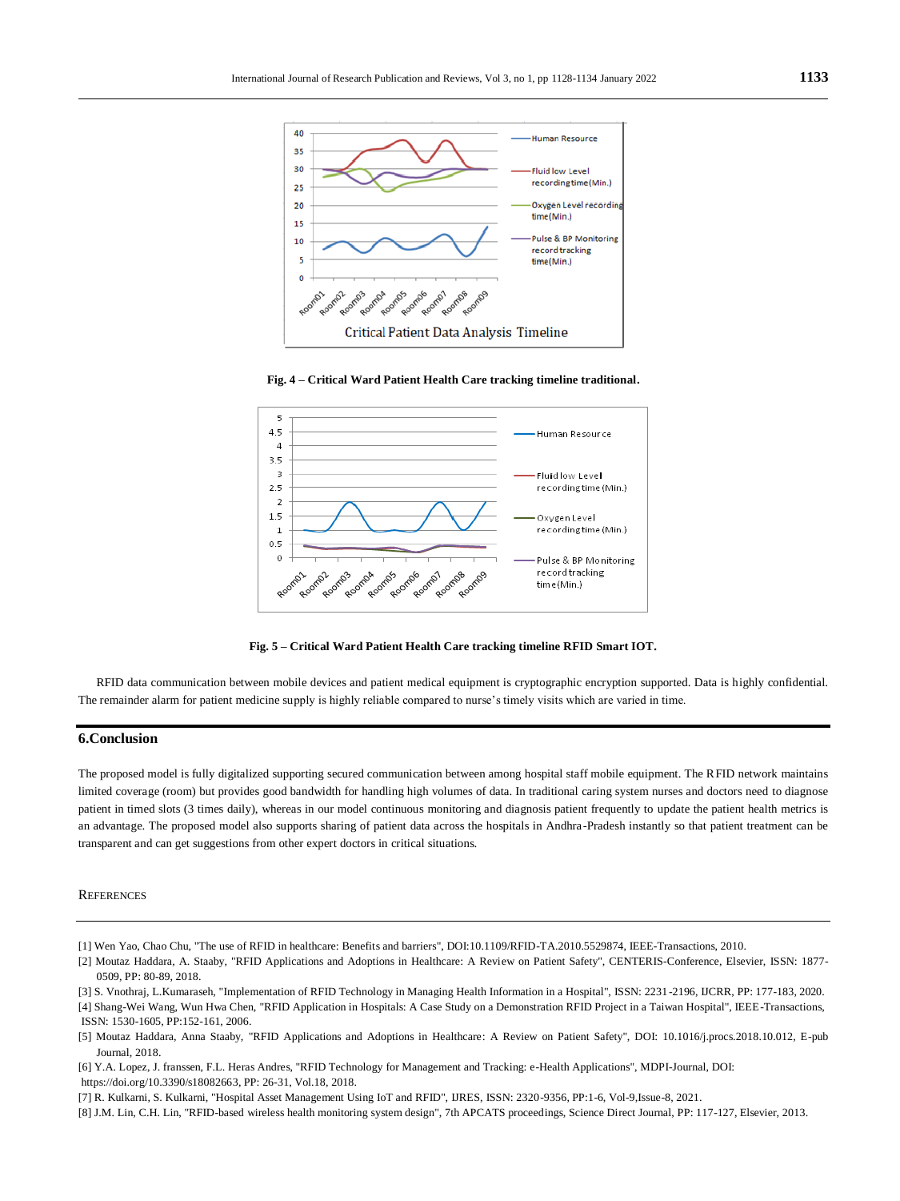Fig. 4 – Critical Ward Patient Health Care tracking timeline traditional.

Fig. 5 – Critical Ward Patient Health Care tracking timeline RFID Smart IOT.

RFID data communication between mobile devices and patient medical equipment is cryptographic encryption supported. Data is highly confidential. The remainder alarm for patient medicine supply is highly reliable compared to nurse's timely visits which are varied in time.

## 6.Conclusion

The proposed model is fully digitalized supporting secured communication between among hospital staff mobile equipment. The RFID network maintains limited coverage (room) but provides good bandwidth for handling high volumes of data. In traditional caring system nurses and doctors need to diagnose patient in timed slots (3 times daily), whereas in our model continuous monitoring and diagnosis patient frequently to update the patient health metrics is an advantage. The proposed model also supports sharing of patient data across the hospitals in Andhra-Pradesh instantly so that patient treatment can be transparent and can get suggestions from other expert doctors in critical situations.

## References

[1] Wen Yao, Chao Chu, "The use of RFID in healthcare: Benefits and barriers", DOI:10.1109/RFID-TA.2010.5529874, IEEE-Transactions, 2010.

[2] Moutaz Haddara, A. Staaby, "RFID Applications and Adoptions in Healthcare: A Review on Patient Safety", CENTERIS-Conference, Elsevier, ISSN: 1877-0509, PP: 80-89, 2018.

[3] S. Vnothraj, L.Kumaraseh, "Implementation of RFID Technology in Managing Health Information in a Hospital", ISSN: 2231-2196, IJCRR, PP: 177-183, 2020.

[4] Shang-Wei Wang, Wun Hwa Chen, "RFID Application in Hospitals: A Case Study on a Demonstration RFID Project in a Taiwan Hospital", IEEE-Transactions, ISSN: 1530-1605, PP:152-161, 2006.

[5] Moutaz Haddara, Anna Staaby, "RFID Applications and Adoptions in Healthcare: A Review on Patient Safety", DOI: 10.1016/j.procs.2018.10.012, E-pub Journal, 2018.

[6] Y.A. Lopez, J. franssen, F.L. Heras Andres, "RFID Technology for Management and Tracking: e-Health Applications", MDPI-Journal, DOI: https://doi.org/10.3390/s18082663, PP: 26-31, Vol.18, 2018.

[7] R. Kulkarni, S. Kulkarni, "Hospital Asset Management Using IoT and RFID", IJRES, ISSN: 2320-9356, PP:1-6, Vol-9,Issue-8, 2021.

[8] J.M. Lin, C.H. Lin, "RFID-based wireless health monitoring system design", 7th APCATS proceedings, Science Direct Journal, PP: 117-127, Elsevier, 2013.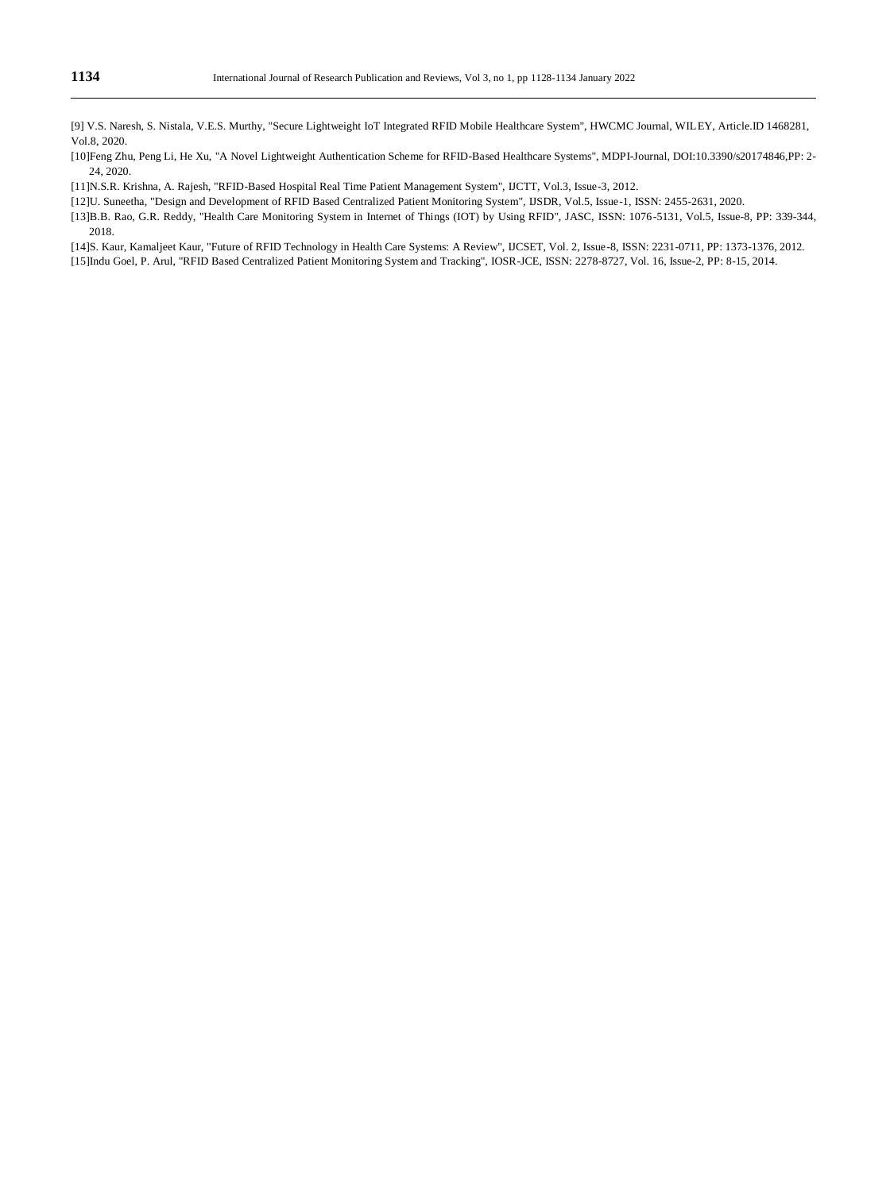[9] V.S. Naresh, S. Nistala, V.E.S. Murthy, "Secure Lightweight IoT Integrated RFID Mobile Healthcare System", HWCMC Journal, WILEY, Article.ID 1468281, Vol.8, 2020.

[10]Feng Zhu, Peng Li, He Xu, "A Novel Lightweight Authentication Scheme for RFID-Based Healthcare Systems", MDPI-Journal, DOI:10.3390/s20174846,PP: 2-24, 2020.

[11]N.S.R. Krishna, A. Rajesh, "RFID-Based Hospital Real Time Patient Management System", IJCTT, Vol.3, Issue-3, 2012.

[12]U. Suneetha, "Design and Development of RFID Based Centralized Patient Monitoring System", IJSDR, Vol.5, Issue-1, ISSN: 2455-2631, 2020.

[13]B.B. Rao, G.R. Reddy, "Health Care Monitoring System in Internet of Things (IOT) by Using RFID", JASC, ISSN: 1076-5131, Vol.5, Issue-8, PP: 339-344, 2018.

[14]S. Kaur, Kamaljeet Kaur, "Future of RFID Technology in Health Care Systems: A Review", IJCSET, Vol. 2, Issue-8, ISSN: 2231-0711, PP: 1373-1376, 2012.

[15]Indu Goel, P. Arul, "RFID Based Centralized Patient Monitoring System and Tracking", IOSR-JCE, ISSN: 2278-8727, Vol. 16, Issue-2, PP: 8-15, 2014.